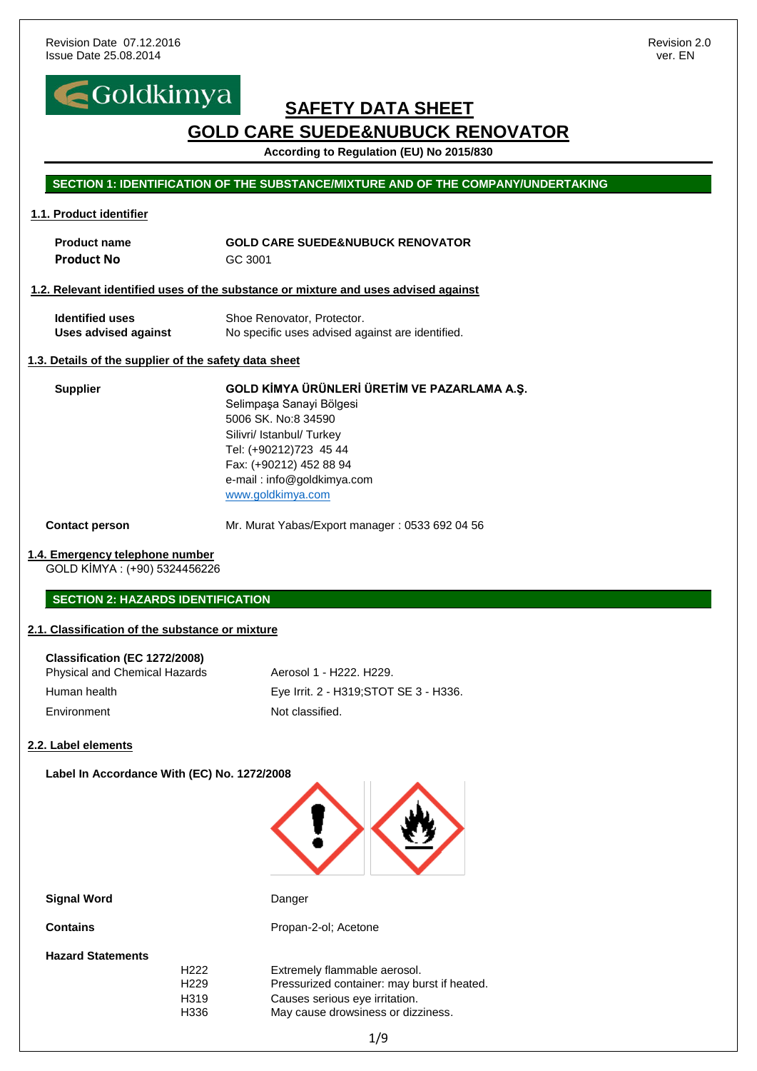Revision Date 07.12.2016
Issue Date 25.08.2014

Revision 2.0
ver. EN

Goldkimya

# SAFETY DATA SHEET

# GOLD CARE SUEDE&NUBUCK RENOVATOR

**According to Regulation (EU) No 2015/830**

## SECTION 1: IDENTIFICATION OF THE SUBSTANCE/MIXTURE AND OF THE COMPANY/UNDERTAKING

### 1.1. Product identifier

| | |
|---|---|
| **Product name** | **GOLD CARE SUEDE&NUBUCK RENOVATOR** |
| **Product No** | GC 3001 |

### 1.2. Relevant identified uses of the substance or mixture and uses advised against

| | |
|---|---|
| **Identified uses** | Shoe Renovator, Protector. |
| **Uses advised against** | No specific uses advised against are identified. |

### 1.3. Details of the supplier of the safety data sheet

**Supplier**

**GOLD KİMYA ÜRÜNLERİ ÜRETİM VE PAZARLAMA A.Ş.**
Selimpaşa Sanayi Bölgesi
5006 SK. No:8 34590
Silivri/ Istanbul/ Turkey
Tel: (+90212)723 45 44
Fax: (+90212) 452 88 94
e-mail : info@goldkimya.com
www.goldkimya.com

**Contact person** Mr. Murat Yabas/Export manager : 0533 692 04 56

### 1.4. Emergency telephone number

GOLD KİMYA : (+90) 5324456226

## SECTION 2: HAZARDS IDENTIFICATION

### 2.1. Classification of the substance or mixture

**Classification (EC 1272/2008)**

| | |
|---|---|
| Physical and Chemical Hazards | Aerosol 1 - H222. H229. |
| Human health | Eye Irrit. 2 - H319;STOT SE 3 - H336. |
| Environment | Not classified. |

### 2.2. Label elements

**Label In Accordance With (EC) No. 1272/2008**

**Signal Word** Danger

**Contains** Propan-2-ol; Acetone

**Hazard Statements**

| | |
|---|---|
| H222 | Extremely flammable aerosol. |
| H229 | Pressurized container: may burst if heated. |
| H319 | Causes serious eye irritation. |
| H336 | May cause drowsiness or dizziness. |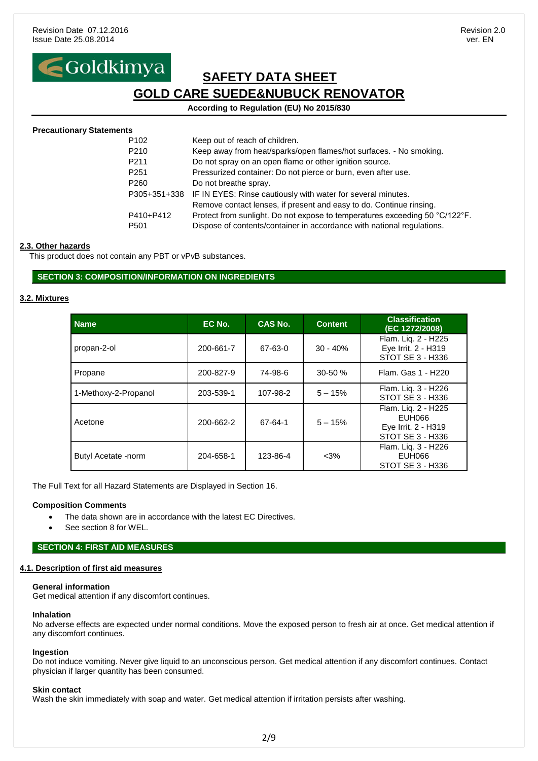**Precautionary Statements**

| | |
|---|---|
| P102 | Keep out of reach of children. |
| P210 | Keep away from heat/sparks/open flames/hot surfaces. - No smoking. |
| P211 | Do not spray on an open flame or other ignition source. |
| P251 | Pressurized container: Do not pierce or burn, even after use. |
| P260 | Do not breathe spray. |
| P305+351+338 | IF IN EYES: Rinse cautiously with water for several minutes. Remove contact lenses, if present and easy to do. Continue rinsing. |
| P410+P412 | Protect from sunlight. Do not expose to temperatures exceeding 50 °C/122°F. |
| P501 | Dispose of contents/container in accordance with national regulations. |

### 2.3. Other hazards

This product does not contain any PBT or vPvB substances.

## SECTION 3: COMPOSITION/INFORMATION ON INGREDIENTS

### 3.2. Mixtures

| Name | EC No. | CAS No. | Content | Classification (EC 1272/2008) |
|---|---|---|---|---|
| propan-2-ol | 200-661-7 | 67-63-0 | 30 - 40% | Flam. Liq. 2 - H225<br>Eye Irrit. 2 - H319<br>STOT SE 3 - H336 |
| Propane | 200-827-9 | 74-98-6 | 30-50 % | Flam. Gas 1 - H220 |
| 1-Methoxy-2-Propanol | 203-539-1 | 107-98-2 | 5 – 15% | Flam. Liq. 3 - H226<br>STOT SE 3 - H336 |
| Acetone | 200-662-2 | 67-64-1 | 5 – 15% | Flam. Liq. 2 - H225<br>EUH066<br>Eye Irrit. 2 - H319<br>STOT SE 3 - H336 |
| Butyl Acetate -norm | 204-658-1 | 123-86-4 | <3% | Flam. Liq. 3 - H226<br>EUH066<br>STOT SE 3 - H336 |

The Full Text for all Hazard Statements are Displayed in Section 16.

**Composition Comments**

- The data shown are in accordance with the latest EC Directives.
- See section 8 for WEL.

## SECTION 4: FIRST AID MEASURES

### 4.1. Description of first aid measures

**General information**
Get medical attention if any discomfort continues.

**Inhalation**
No adverse effects are expected under normal conditions. Move the exposed person to fresh air at once. Get medical attention if any discomfort continues.

**Ingestion**
Do not induce vomiting. Never give liquid to an unconscious person. Get medical attention if any discomfort continues. Contact physician if larger quantity has been consumed.

**Skin contact**
Wash the skin immediately with soap and water. Get medical attention if irritation persists after washing.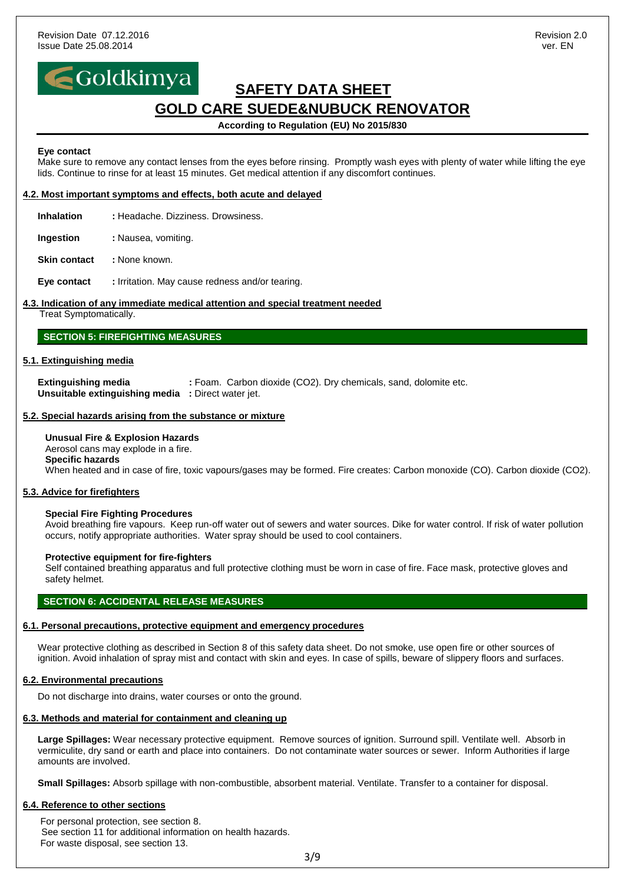**Eye contact**

Make sure to remove any contact lenses from the eyes before rinsing. Promptly wash eyes with plenty of water while lifting the eye lids. Continue to rinse for at least 15 minutes. Get medical attention if any discomfort continues.

#### 4.2. Most important symptoms and effects, both acute and delayed

**Inhalation** : Headache. Dizziness. Drowsiness.

**Ingestion** : Nausea, vomiting.

**Skin contact** : None known.

**Eye contact** : Irritation. May cause redness and/or tearing.

#### 4.3. Indication of any immediate medical attention and special treatment needed

Treat Symptomatically.

## SECTION 5: FIREFIGHTING MEASURES

#### 5.1. Extinguishing media

**Extinguishing media** : Foam. Carbon dioxide ($CO_2$). Dry chemicals, sand, dolomite etc.
**Unsuitable extinguishing media** : Direct water jet.

#### 5.2. Special hazards arising from the substance or mixture

**Unusual Fire & Explosion Hazards**
Aerosol cans may explode in a fire.
**Specific hazards**
When heated and in case of fire, toxic vapours/gases may be formed. Fire creates: Carbon monoxide (CO). Carbon dioxide ($CO_2$).

#### 5.3. Advice for firefighters

**Special Fire Fighting Procedures**
Avoid breathing fire vapours. Keep run-off water out of sewers and water sources. Dike for water control. If risk of water pollution occurs, notify appropriate authorities. Water spray should be used to cool containers.

**Protective equipment for fire-fighters**
Self contained breathing apparatus and full protective clothing must be worn in case of fire. Face mask, protective gloves and safety helmet.

## SECTION 6: ACCIDENTAL RELEASE MEASURES

#### 6.1. Personal precautions, protective equipment and emergency procedures

Wear protective clothing as described in Section 8 of this safety data sheet. Do not smoke, use open fire or other sources of ignition. Avoid inhalation of spray mist and contact with skin and eyes. In case of spills, beware of slippery floors and surfaces.

#### 6.2. Environmental precautions

Do not discharge into drains, water courses or onto the ground.

#### 6.3. Methods and material for containment and cleaning up

**Large Spillages:** Wear necessary protective equipment. Remove sources of ignition. Surround spill. Ventilate well. Absorb in vermiculite, dry sand or earth and place into containers. Do not contaminate water sources or sewer. Inform Authorities if large amounts are involved.

**Small Spillages:** Absorb spillage with non-combustible, absorbent material. Ventilate. Transfer to a container for disposal.

#### 6.4. Reference to other sections

For personal protection, see section 8.
See section 11 for additional information on health hazards.
For waste disposal, see section 13.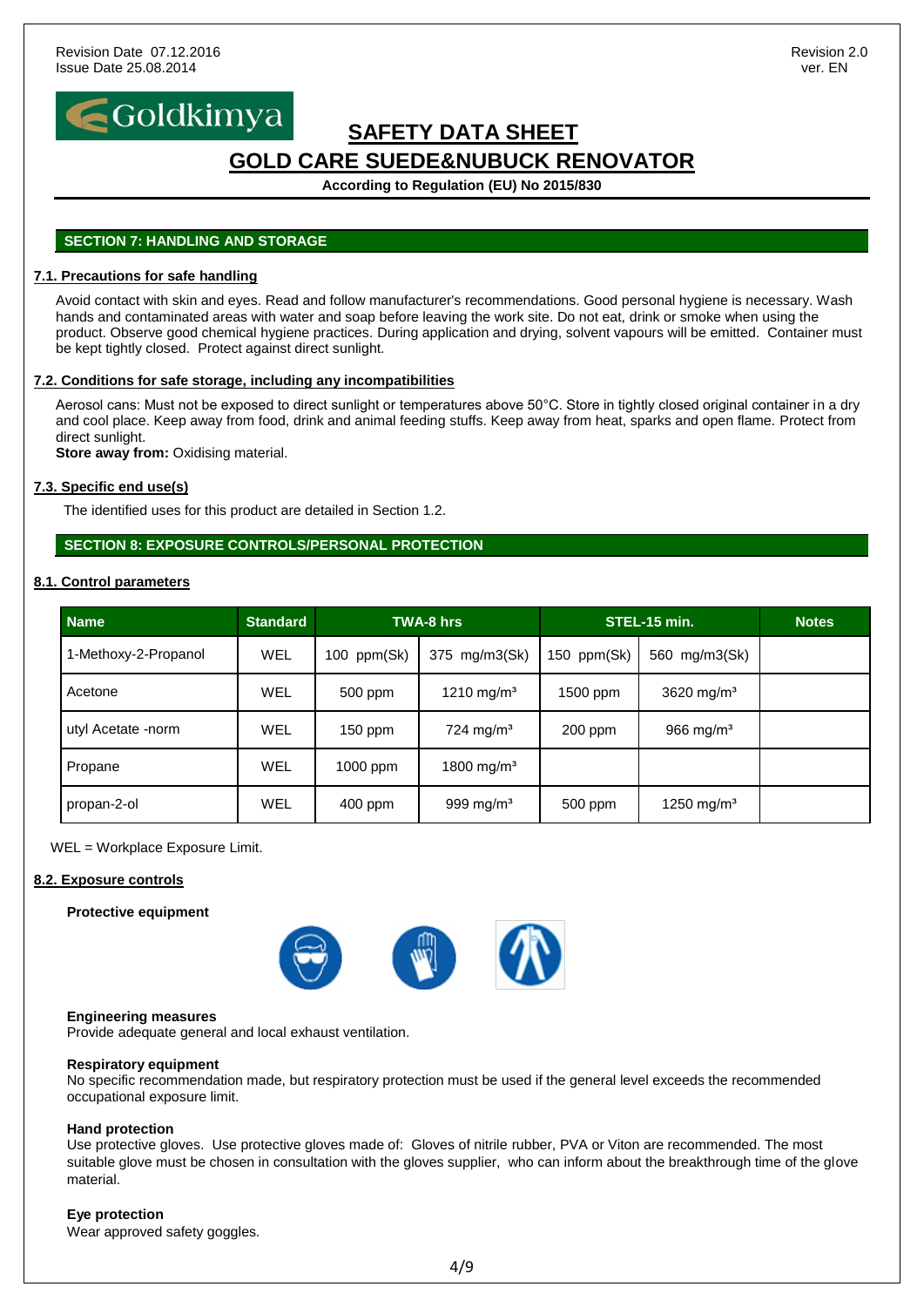## SECTION 7: HANDLING AND STORAGE

### 7.1. Precautions for safe handling

Avoid contact with skin and eyes. Read and follow manufacturer's recommendations. Good personal hygiene is necessary. Wash hands and contaminated areas with water and soap before leaving the work site. Do not eat, drink or smoke when using the product. Observe good chemical hygiene practices. During application and drying, solvent vapours will be emitted. Container must be kept tightly closed. Protect against direct sunlight.

### 7.2. Conditions for safe storage, including any incompatibilities

Aerosol cans: Must not be exposed to direct sunlight or temperatures above 50°C. Store in tightly closed original container in a dry and cool place. Keep away from food, drink and animal feeding stuffs. Keep away from heat, sparks and open flame. Protect from direct sunlight.

**Store away from:** Oxidising material.

### 7.3. Specific end use(s)

The identified uses for this product are detailed in Section 1.2.

## SECTION 8: EXPOSURE CONTROLS/PERSONAL PROTECTION

### 8.1. Control parameters

| Name | Standard | TWA-8 hrs | | STEL-15 min. | | Notes |
|---|---|---|---|---|---|---|
| 1-Methoxy-2-Propanol | WEL | 100 ppm(Sk) | 375 mg/m3(Sk) | 150 ppm(Sk) | 560 mg/m3(Sk) | |
| Acetone | WEL | 500 ppm | 1210 mg/m³ | 1500 ppm | 3620 mg/m³ | |
| utyl Acetate -norm | WEL | 150 ppm | 724 mg/m³ | 200 ppm | 966 mg/m³ | |
| Propane | WEL | 1000 ppm | 1800 mg/m³ | | | |
| propan-2-ol | WEL | 400 ppm | 999 mg/m³ | 500 ppm | 1250 mg/m³ | |

WEL = Workplace Exposure Limit.

### 8.2. Exposure controls

**Protective equipment**

**Engineering measures**
Provide adequate general and local exhaust ventilation.

**Respiratory equipment**
No specific recommendation made, but respiratory protection must be used if the general level exceeds the recommended occupational exposure limit.

**Hand protection**
Use protective gloves. Use protective gloves made of: Gloves of nitrile rubber, PVA or Viton are recommended. The most suitable glove must be chosen in consultation with the gloves supplier, who can inform about the breakthrough time of the glove material.

**Eye protection**
Wear approved safety goggles.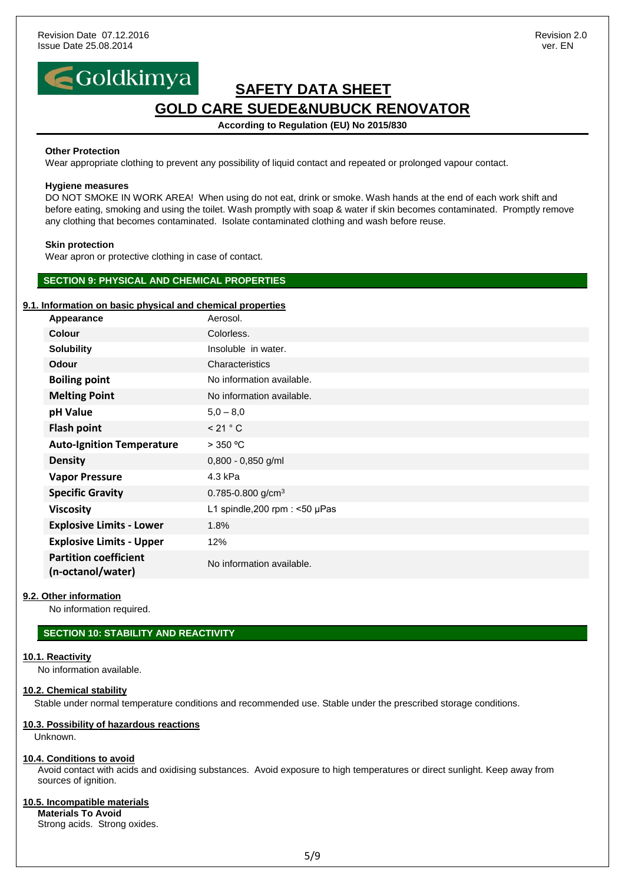**Other Protection**
Wear appropriate clothing to prevent any possibility of liquid contact and repeated or prolonged vapour contact.

**Hygiene measures**
DO NOT SMOKE IN WORK AREA! When using do not eat, drink or smoke. Wash hands at the end of each work shift and before eating, smoking and using the toilet. Wash promptly with soap & water if skin becomes contaminated. Promptly remove any clothing that becomes contaminated. Isolate contaminated clothing and wash before reuse.

**Skin protection**
Wear apron or protective clothing in case of contact.

## SECTION 9: PHYSICAL AND CHEMICAL PROPERTIES

### 9.1. Information on basic physical and chemical properties

| | |
|---|---|
| **Appearance** | Aerosol. |
| **Colour** | Colorless. |
| **Solubility** | Insoluble in water. |
| **Odour** | Characteristics |
| **Boiling point** | No information available. |
| **Melting Point** | No information available. |
| **pH Value** | 5,0 – 8,0 |
| **Flash point** | < 21 ° C |
| **Auto-Ignition Temperature** | > 350 ºC |
| **Density** | 0,800 - 0,850 g/ml |
| **Vapor Pressure** | 4.3 kPa |
| **Specific Gravity** | 0.785-0.800 g/cm³ |
| **Viscosity** | L1 spindle,200 rpm : <50 µPas |
| **Explosive Limits - Lower** | 1.8% |
| **Explosive Limits - Upper** | 12% |
| **Partition coefficient (n-octanol/water)** | No information available. |

### 9.2. Other information

No information required.

## SECTION 10: STABILITY AND REACTIVITY

### 10.1. Reactivity

No information available.

### 10.2. Chemical stability

Stable under normal temperature conditions and recommended use. Stable under the prescribed storage conditions.

### 10.3. Possibility of hazardous reactions

Unknown.

### 10.4. Conditions to avoid

Avoid contact with acids and oxidising substances. Avoid exposure to high temperatures or direct sunlight. Keep away from sources of ignition.

### 10.5. Incompatible materials

**Materials To Avoid**
Strong acids. Strong oxides.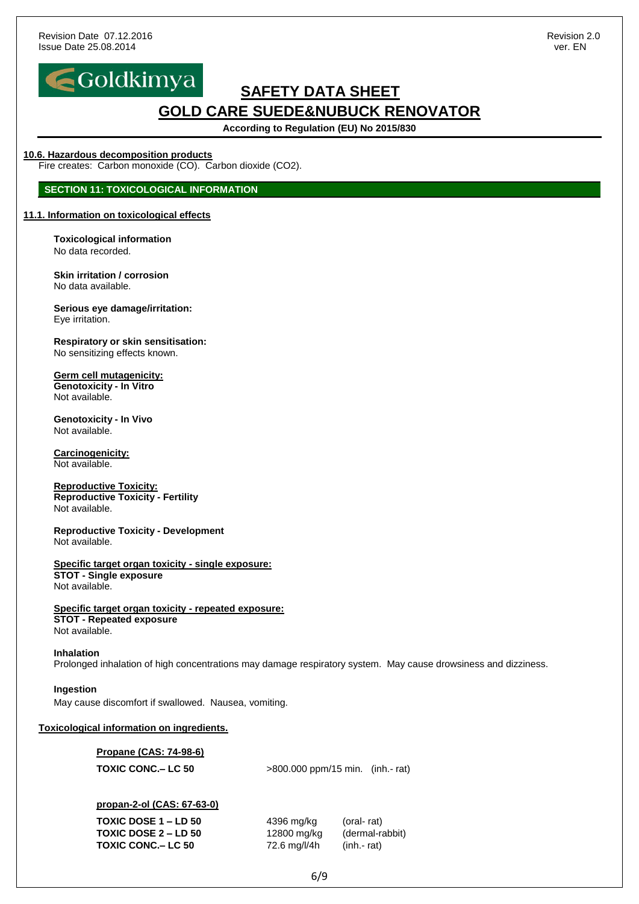#### 10.6. Hazardous decomposition products

Fire creates: Carbon monoxide (CO). Carbon dioxide ($CO_2$).

## SECTION 11: TOXICOLOGICAL INFORMATION

### 11.1. Information on toxicological effects

**Toxicological information**
No data recorded.

**Skin irritation / corrosion**
No data available.

**Serious eye damage/irritation:**
Eye irritation.

**Respiratory or skin sensitisation:**
No sensitizing effects known.

**Germ cell mutagenicity:**
**Genotoxicity - In Vitro**
Not available.

**Genotoxicity - In Vivo**
Not available.

**Carcinogenicity:**
Not available.

**Reproductive Toxicity:**
**Reproductive Toxicity - Fertility**
Not available.

**Reproductive Toxicity - Development**
Not available.

**Specific target organ toxicity - single exposure:**
**STOT - Single exposure**
Not available.

**Specific target organ toxicity - repeated exposure:**
**STOT - Repeated exposure**
Not available.

**Inhalation**
Prolonged inhalation of high concentrations may damage respiratory system. May cause drowsiness and dizziness.

**Ingestion**
May cause discomfort if swallowed. Nausea, vomiting.

**Toxicological information on ingredients.**

**Propane (CAS: 74-98-6)**

| | | |
|---|---|---|
| **TOXIC CONC.– LC 50** | >800.000 ppm/15 min. | (inh.- rat) |

**propan-2-ol (CAS: 67-63-0)**

| | | |
|---|---|---|
| **TOXIC DOSE 1 – LD 50** | 4396 mg/kg | (oral- rat) |
| **TOXIC DOSE 2 – LD 50** | 12800 mg/kg | (dermal-rabbit) |
| **TOXIC CONC.– LC 50** | 72.6 mg/l/4h | (inh.- rat) |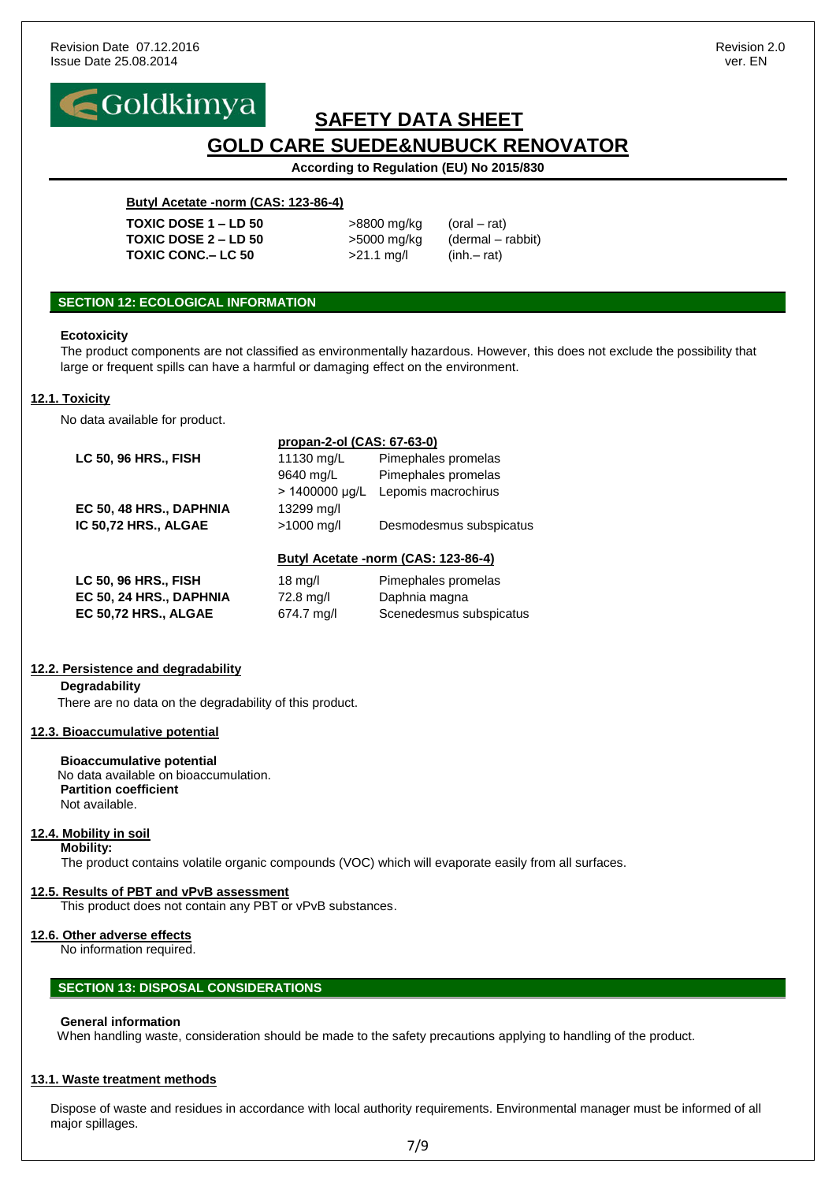**Butyl Acetate -norm (CAS: 123-86-4)**

| | | |
|---|---|---|
| **TOXIC DOSE 1 – LD 50** | >8800 mg/kg | (oral – rat) |
| **TOXIC DOSE 2 – LD 50** | >5000 mg/kg | (dermal – rabbit) |
| **TOXIC CONC.– LC 50** | >21.1 mg/l | (inh.– rat) |

## SECTION 12: ECOLOGICAL INFORMATION

**Ecotoxicity**

The product components are not classified as environmentally hazardous. However, this does not exclude the possibility that large or frequent spills can have a harmful or damaging effect on the environment.

### 12.1. Toxicity

No data available for product.

| | **propan-2-ol (CAS: 67-63-0)** | |
|---|---|---|
| **LC 50, 96 HRS., FISH** | 11130 mg/L | Pimephales promelas |
| | 9640 mg/L | Pimephales promelas |
| | > 1400000 µg/L | Lepomis macrochirus |
| **EC 50, 48 HRS., DAPHNIA** | 13299 mg/l | |
| **IC 50,72 HRS., ALGAE** | >1000 mg/l | Desmodesmus subspicatus |

| | **Butyl Acetate -norm (CAS: 123-86-4)** | |
|---|---|---|
| **LC 50, 96 HRS., FISH** | 18 mg/l | Pimephales promelas |
| **EC 50, 24 HRS., DAPHNIA** | 72.8 mg/l | Daphnia magna |
| **EC 50,72 HRS., ALGAE** | 674.7 mg/l | Scenedesmus subspicatus |

### 12.2. Persistence and degradability

**Degradability**

There are no data on the degradability of this product.

### 12.3. Bioaccumulative potential

**Bioaccumulative potential**

No data available on bioaccumulation.

**Partition coefficient**

Not available.

### 12.4. Mobility in soil

**Mobility:**

The product contains volatile organic compounds (VOC) which will evaporate easily from all surfaces.

### 12.5. Results of PBT and vPvB assessment

This product does not contain any PBT or vPvB substances.

### 12.6. Other adverse effects

No information required.

## SECTION 13: DISPOSAL CONSIDERATIONS

**General information**

When handling waste, consideration should be made to the safety precautions applying to handling of the product.

### 13.1. Waste treatment methods

Dispose of waste and residues in accordance with local authority requirements. Environmental manager must be informed of all major spillages.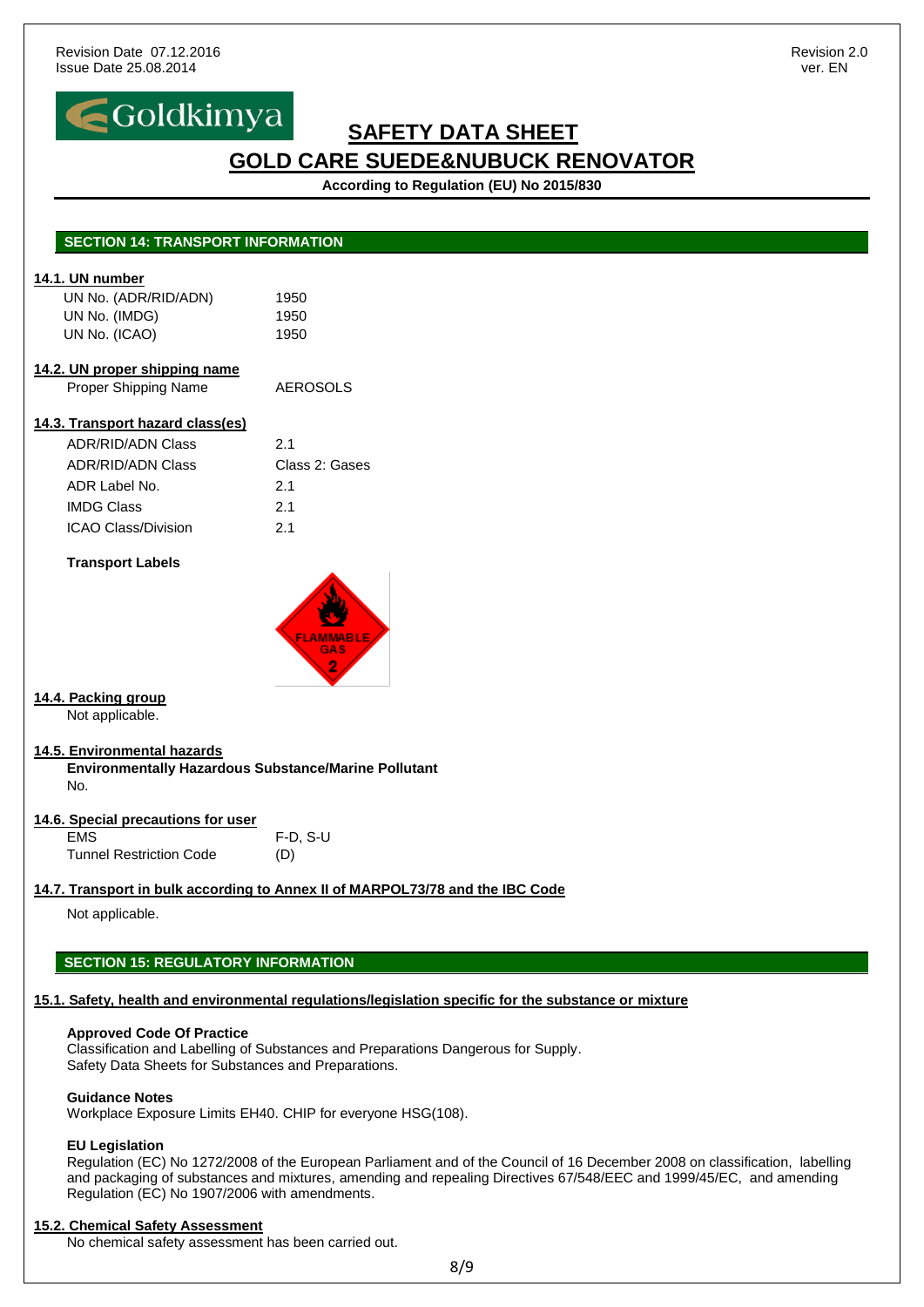## SECTION 14: TRANSPORT INFORMATION

### 14.1. UN number

| | |
|---|---|
| UN No. (ADR/RID/ADN) | 1950 |
| UN No. (IMDG) | 1950 |
| UN No. (ICAO) | 1950 |

### 14.2. UN proper shipping name

| | |
|---|---|
| Proper Shipping Name | AEROSOLS |

### 14.3. Transport hazard class(es)

| | |
|---|---|
| ADR/RID/ADN Class | 2.1 |
| ADR/RID/ADN Class | Class 2: Gases |
| ADR Label No. | 2.1 |
| IMDG Class | 2.1 |
| ICAO Class/Division | 2.1 |

**Transport Labels**

### 14.4. Packing group

Not applicable.

### 14.5. Environmental hazards

**Environmentally Hazardous Substance/Marine Pollutant**

No.

### 14.6. Special precautions for user

| | |
|---|---|
| EMS | F-D, S-U |
| Tunnel Restriction Code | (D) |

### 14.7. Transport in bulk according to Annex II of MARPOL73/78 and the IBC Code

Not applicable.

## SECTION 15: REGULATORY INFORMATION

### 15.1. Safety, health and environmental regulations/legislation specific for the substance or mixture

**Approved Code Of Practice**

Classification and Labelling of Substances and Preparations Dangerous for Supply.
Safety Data Sheets for Substances and Preparations.

**Guidance Notes**

Workplace Exposure Limits EH40. CHIP for everyone HSG(108).

**EU Legislation**

Regulation (EC) No 1272/2008 of the European Parliament and of the Council of 16 December 2008 on classification, labelling and packaging of substances and mixtures, amending and repealing Directives 67/548/EEC and 1999/45/EC, and amending Regulation (EC) No 1907/2006 with amendments.

### 15.2. Chemical Safety Assessment

No chemical safety assessment has been carried out.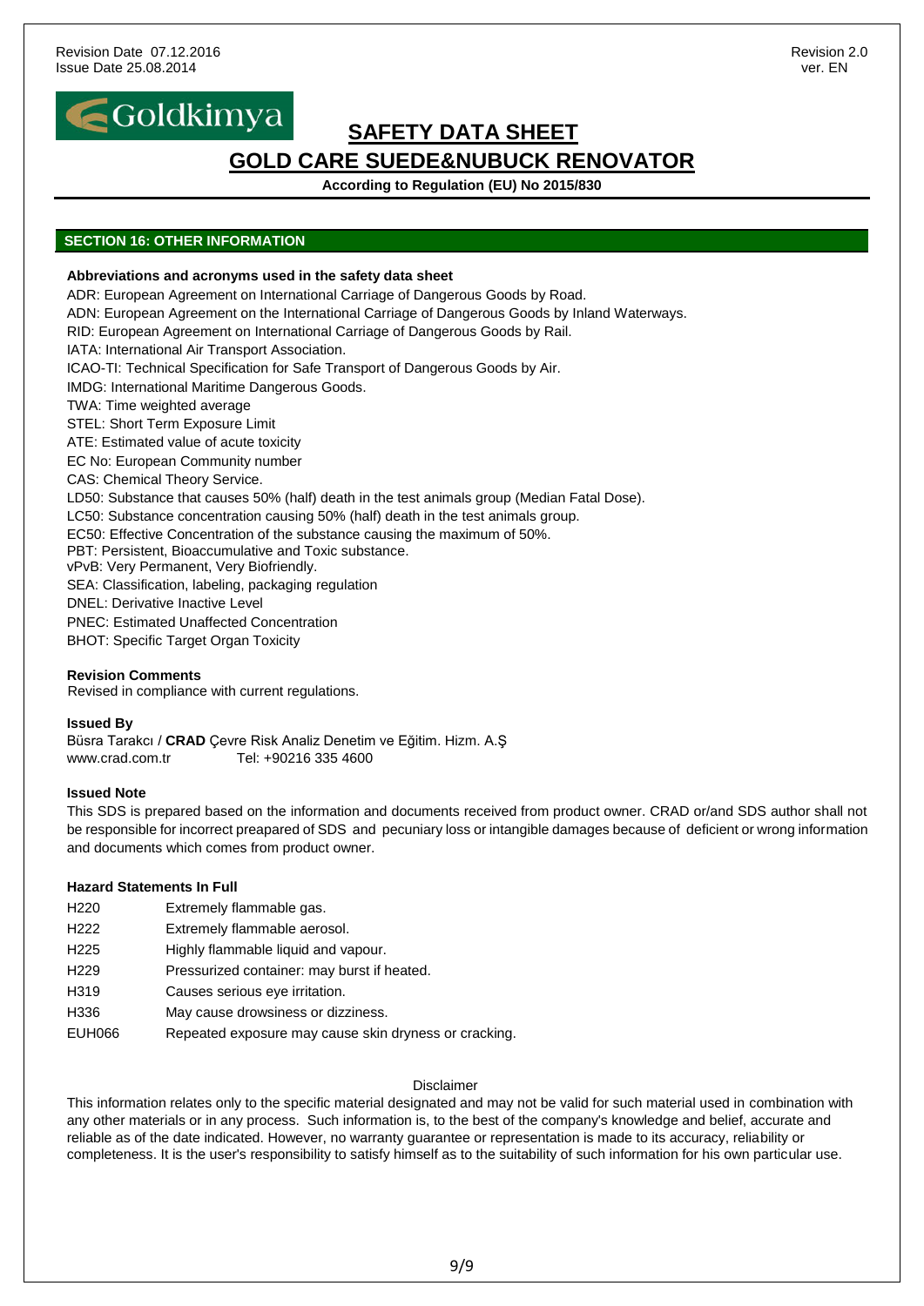## SECTION 16: OTHER INFORMATION

**Abbreviations and acronyms used in the safety data sheet**

ADR: European Agreement on International Carriage of Dangerous Goods by Road.
ADN: European Agreement on the International Carriage of Dangerous Goods by Inland Waterways.
RID: European Agreement on International Carriage of Dangerous Goods by Rail.
IATA: International Air Transport Association.
ICAO-TI: Technical Specification for Safe Transport of Dangerous Goods by Air.
IMDG: International Maritime Dangerous Goods.
TWA: Time weighted average
STEL: Short Term Exposure Limit
ATE: Estimated value of acute toxicity
EC No: European Community number
CAS: Chemical Theory Service.
LD50: Substance that causes 50% (half) death in the test animals group (Median Fatal Dose).
LC50: Substance concentration causing 50% (half) death in the test animals group.
EC50: Effective Concentration of the substance causing the maximum of 50%.
PBT: Persistent, Bioaccumulative and Toxic substance.
vPvB: Very Permanent, Very Biofriendly.
SEA: Classification, labeling, packaging regulation
DNEL: Derivative Inactive Level
PNEC: Estimated Unaffected Concentration
BHOT: Specific Target Organ Toxicity

**Revision Comments**

Revised in compliance with current regulations.

**Issued By**

Büsra Tarakcı / **CRAD** Çevre Risk Analiz Denetim ve Eğitim. Hizm. A.Ş
www.crad.com.tr Tel: +90216 335 4600

**Issued Note**

This SDS is prepared based on the information and documents received from product owner. CRAD or/and SDS author shall not be responsible for incorrect preapared of SDS and pecuniary loss or intangible damages because of deficient or wrong information and documents which comes from product owner.

**Hazard Statements In Full**

| | |
|---|---|
| H220 | Extremely flammable gas. |
| H222 | Extremely flammable aerosol. |
| H225 | Highly flammable liquid and vapour. |
| H229 | Pressurized container: may burst if heated. |
| H319 | Causes serious eye irritation. |
| H336 | May cause drowsiness or dizziness. |
| EUH066 | Repeated exposure may cause skin dryness or cracking. |

Disclaimer

This information relates only to the specific material designated and may not be valid for such material used in combination with any other materials or in any process. Such information is, to the best of the company's knowledge and belief, accurate and reliable as of the date indicated. However, no warranty guarantee or representation is made to its accuracy, reliability or completeness. It is the user's responsibility to satisfy himself as to the suitability of such information for his own particular use.